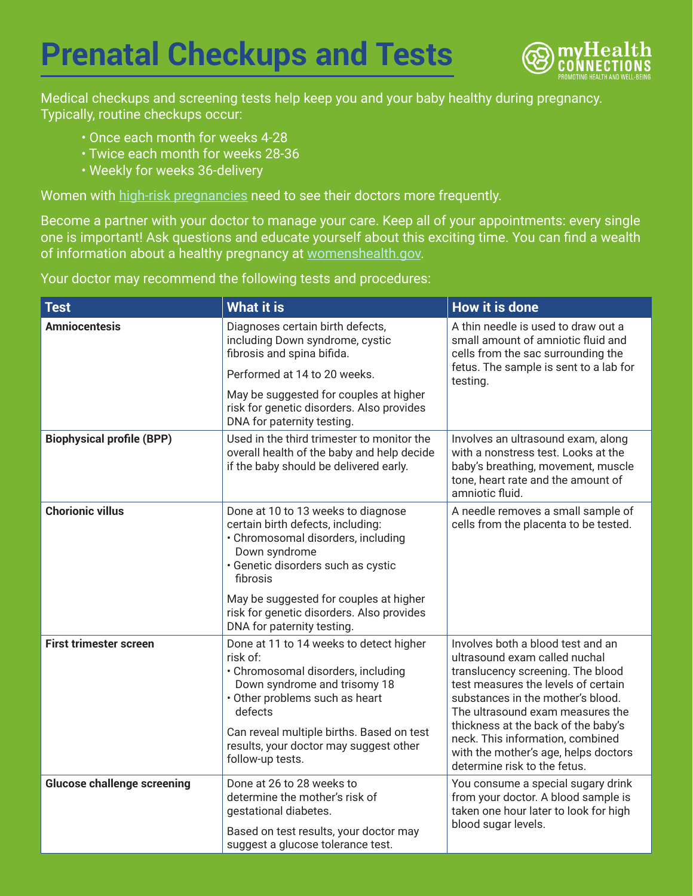# Prenatal Checkups and Tests

Medical checkups and screening tests help keep you and your baby healthy during pregnancy. Typically, routine checkups occur:

- Once each month for weeks 4-28
- Twice each month for weeks 28-36
- Weekly for weeks 36-delivery

Women with high-risk pregnancies need to see their doctors more frequently.

Become a partner with your doctor to manage your care. Keep all of your appointments: every single one is important! Ask questions and educate yourself about this exciting time. You can find a wealth of information about a healthy pregnancy at womenshealth.gov.

Your doctor may recommend the following tests and procedures:

| Test | What it is | How it is done |
|---|---|---|
| **Amniocentesis** | Diagnoses certain birth defects, including Down syndrome, cystic fibrosis and spina bifida.<br><br>Performed at 14 to 20 weeks.<br><br>May be suggested for couples at higher risk for genetic disorders. Also provides DNA for paternity testing. | A thin needle is used to draw out a small amount of amniotic fluid and cells from the sac surrounding the fetus. The sample is sent to a lab for testing. |
| **Biophysical profile (BPP)** | Used in the third trimester to monitor the overall health of the baby and help decide if the baby should be delivered early. | Involves an ultrasound exam, along with a nonstress test. Looks at the baby's breathing, movement, muscle tone, heart rate and the amount of amniotic fluid. |
| **Chorionic villus** | Done at 10 to 13 weeks to diagnose certain birth defects, including:<br>• Chromosomal disorders, including Down syndrome<br>• Genetic disorders such as cystic fibrosis<br><br>May be suggested for couples at higher risk for genetic disorders. Also provides DNA for paternity testing. | A needle removes a small sample of cells from the placenta to be tested. |
| **First trimester screen** | Done at 11 to 14 weeks to detect higher risk of:<br>• Chromosomal disorders, including Down syndrome and trisomy 18<br>• Other problems such as heart defects<br><br>Can reveal multiple births. Based on test results, your doctor may suggest other follow-up tests. | Involves both a blood test and an ultrasound exam called nuchal translucency screening. The blood test measures the levels of certain substances in the mother's blood. The ultrasound exam measures the thickness at the back of the baby's neck. This information, combined with the mother's age, helps doctors determine risk to the fetus. |
| **Glucose challenge screening** | Done at 26 to 28 weeks to determine the mother's risk of gestational diabetes.<br><br>Based on test results, your doctor may suggest a glucose tolerance test. | You consume a special sugary drink from your doctor. A blood sample is taken one hour later to look for high blood sugar levels. |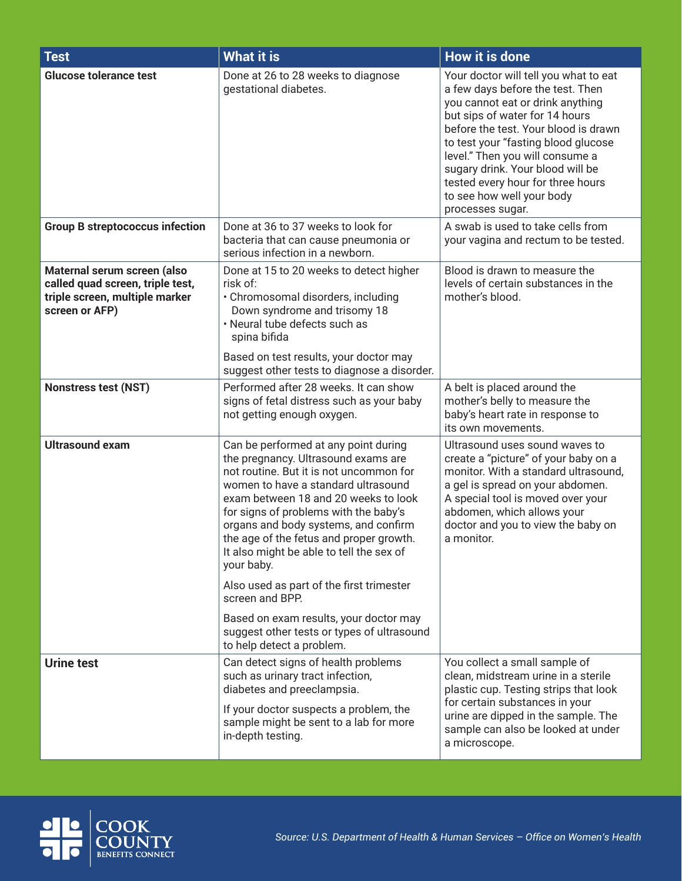| Test | What it is | How it is done |
|---|---|---|
| **Glucose tolerance test** | Done at 26 to 28 weeks to diagnose gestational diabetes. | Your doctor will tell you what to eat a few days before the test. Then you cannot eat or drink anything but sips of water for 14 hours before the test. Your blood is drawn to test your "fasting blood glucose level." Then you will consume a sugary drink. Your blood will be tested every hour for three hours to see how well your body processes sugar. |
| **Group B streptococcus infection** | Done at 36 to 37 weeks to look for bacteria that can cause pneumonia or serious infection in a newborn. | A swab is used to take cells from your vagina and rectum to be tested. |
| **Maternal serum screen (also called quad screen, triple test, triple screen, multiple marker screen or AFP)** | Done at 15 to 20 weeks to detect higher risk of:<br>• Chromosomal disorders, including Down syndrome and trisomy 18<br>• Neural tube defects such as spina bifida<br><br>Based on test results, your doctor may suggest other tests to diagnose a disorder. | Blood is drawn to measure the levels of certain substances in the mother's blood. |
| **Nonstress test (NST)** | Performed after 28 weeks. It can show signs of fetal distress such as your baby not getting enough oxygen. | A belt is placed around the mother's belly to measure the baby's heart rate in response to its own movements. |
| **Ultrasound exam** | Can be performed at any point during the pregnancy. Ultrasound exams are not routine. But it is not uncommon for women to have a standard ultrasound exam between 18 and 20 weeks to look for signs of problems with the baby's organs and body systems, and confirm the age of the fetus and proper growth. It also might be able to tell the sex of your baby.<br><br>Also used as part of the first trimester screen and BPP.<br><br>Based on exam results, your doctor may suggest other tests or types of ultrasound to help detect a problem. | Ultrasound uses sound waves to create a "picture" of your baby on a monitor. With a standard ultrasound, a gel is spread on your abdomen. A special tool is moved over your abdomen, which allows your doctor and you to view the baby on a monitor. |
| **Urine test** | Can detect signs of health problems such as urinary tract infection, diabetes and preeclampsia.<br><br>If your doctor suspects a problem, the sample might be sent to a lab for more in-depth testing. | You collect a small sample of clean, midstream urine in a sterile plastic cup. Testing strips that look for certain substances in your urine are dipped in the sample. The sample can also be looked at under a microscope. |

COOK COUNTY BENEFITS CONNECT

*Source: U.S. Department of Health & Human Services – Office on Women's Health*